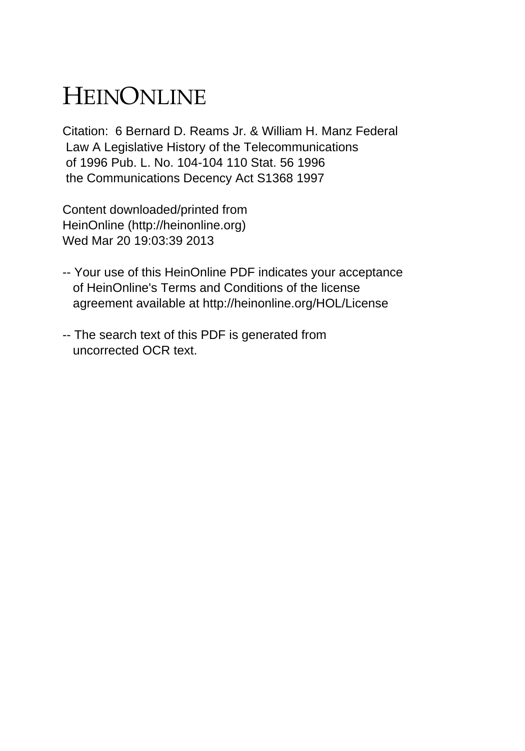# HEINONLINE

Citation: 6 Bernard D. Reams Jr. & William H. Manz Federal Law A Legislative History of the Telecommunications of 1996 Pub. L. No. 104-104 110 Stat. 56 1996 the Communications Decency Act S1368 1997

Content downloaded/printed from HeinOnline (http://heinonline.org) Wed Mar 20 19:03:39 2013

-- Your use of this HeinOnline PDF indicates your acceptance of HeinOnline's Terms and Conditions of the license agreement available at http://heinonline.org/HOL/License

-- The search text of this PDF is generated from uncorrected OCR text.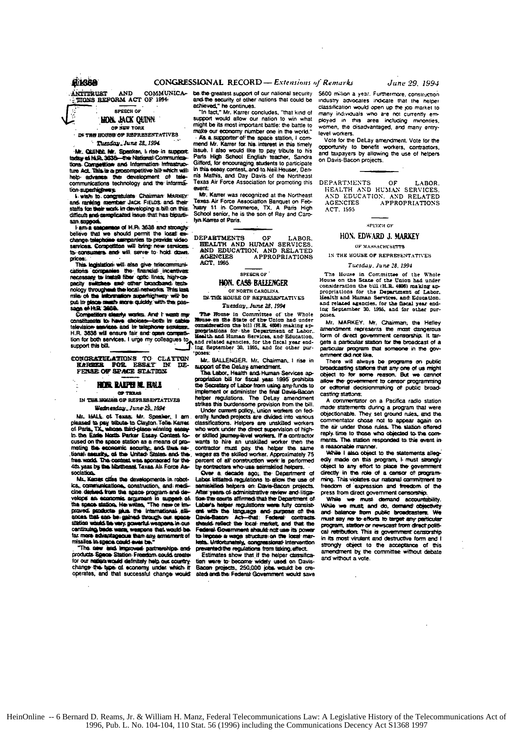## ANTITRUST AND COMMUNICATIONS REFORM ACT OF 1994

SPEECH OF

### HON. JACK QUINN

OF NEW YORK

IN THE HOUSE OF REPRESENTATIVES

*Tuesday, June 28, 1994*

Mr. QUINN. Mr. Speaker, I rise in support today of H.R. 3636—the National Communications Competition and Information Infrastructure Act. This is a procompetitive bill which will help advance the development of telecommunications technology and the information superhighway.

I wish to congratulate Chairman MARKEY and ranking member JACK FIELDS and their staffs for their work in developing a bill on this difficult and complicated issue that has bipartisan support.

I am a cosponsor of H.R. 3636 and strongly believe that we should permit the local exchange telephone companies to provide video services. Competition will bring new services to consumers and will serve to hold down prices.

This legislation will also give telecommunications companies the financial incentives necessary to install fiber optic lines, high-capacity switches and other broadband technology throughout the local networks. This last mile of the information superhighway will be put in place much more quickly with the passage of H.R. 3636.

Competition clearly works. And I want my constituents to have choices—both in cable television services and in telephone services. H.R. 3636 will ensure fair and open competition for both services. I urge my colleagues to support this bill.

## CONGRATULATIONS TO CLAYTON KARRER FOR ESSAY IN DEFENSE OF SPACE STATION

### HON. RALPH M. HALL

OF TEXAS

IN THE HOUSE OF REPRESENTATIVES

*Wednesday, June 29, 1994*

Mr. HALL of Texas. Mr. Speaker, I am pleased to pay tribute to Clayton Tolle Karrer of Paris, TX, whose third-place winning essay in the Earle North Parker Essay Contest focused on the space station as a means of promoting the economic security, and thus national security, of the United States and the free world. The contest was sponsored for the 4th year by the Northeast Texas Air Force Association.

Mr. Karrer cites the developments in robotics, communications, construction, and medicine derived from the space program and develops an economic argument in support of the space station. He writes, "The new or improved products plus the international alliances that can be gained through our space station would be very powerful weapons in our continuing trade wars, weapons that would be far more advantageous than any armament of missiles in space could ever be."

"The new and improved partnerships and products Space Station Freedom could create for our nation would definitely help our country change the type of economy under which it operates, and that successful change would be the greatest support of our national security and the security of other nations that could be achieved," he continues.

"In fact," Mr. Karrer concludes, "that kind of support would allow our nation to win what might be its most important battle: the battle to make our economy number one in the world."

As a supporter of the space station, I commend Mr. Karrer for his interest in this timely issue. I also would like to pay tribute to his Paris High School English teacher, Sandra Gifford, for encouraging students to participate in this essay contest, and to Neil Houser, Dennis Mathis, and Day Davis of the Northeast Texas Air Force Association for promoting this event.

Mr. Karrer was recognized at the Northeast Texas Air Force Association Banquet on February 11 in Commerce, TX. A Paris High School senior, he is the son of Ray and Carolyn Karrer of Paris.

## DEPARTMENTS OF LABOR, HEALTH AND HUMAN SERVICES, AND EDUCATION, AND RELATED AGENCIES APPROPRIATIONS ACT, 1995

SPEECH OF

### HON. CASS BALLENGER

OF NORTH CAROLINA

IN THE HOUSE OF REPRESENTATIVES

*Tuesday, June 28, 1994*

The House in Committee of the Whole House on the State of the Union had under consideration the bill (H.R. 4606) making appropriations for the Department of Labor, Health and Human Services, and Education, and related agencies, for the fiscal year ending September 30, 1995, and for other purposes:

Mr. BALLENGER. Mr. Chairman, I rise in support of the DeLay amendment.

The Labor, Health and Human Services appropriation bill for fiscal year 1995 prohibits the Secretary of Labor from using any funds to implement or administer the final Davis-Bacon helper regulations. The DeLay amendment strikes this burdensome provision from the bill.

Under current policy, union workers on federally funded projects are divided into various classifications. Helpers are unskilled workers who work under the direct supervision of higher skilled journey-level workers. If a contractor wants to hire an unskilled worker then the contractor must pay the helper the same wages as the skilled worker. Approximately 75 percent of all construction work is performed by contractors who use semiskilled helpers.

Over a decade ago, the Department of Labor initiated regulations to allow the use of semiskilled helpers on Davis-Bacon projects. After years of administrative review and litigation the courts affirmed that the Department of Labor's helper regulations were fully consistent with the language and purpose of the Davis-Bacon Act—that Federal contracts should reflect the local market, and that the Federal Government should not use its power to impose a wage structure on the local markets. Unfortunately, congressional intervention prevented the regulations from taking effect.

Estimates show that if the helper classification were to become widely used on Davis-Bacon projects, 250,000 jobs would be created and the Federal Government would save $600 million a year. Furthermore, construction industry advocates indicate that the helper classification would open up the job market to many individuals who are not currently employed in this area including minorities, women, the disadvantaged, and many entry-level workers.

Vote for the DeLay amendment. Vote for the opportunity to benefit workers, contractors, and taxpayers by allowing the use of helpers on Davis-Bacon projects.

## DEPARTMENTS OF LABOR, HEALTH AND HUMAN SERVICES, AND EDUCATION, AND RELATED AGENCIES APPROPRIATIONS ACT, 1995

SPEECH OF

### HON. EDWARD J. MARKEY

OF MASSACHUSETTS

IN THE HOUSE OF REPRESENTATIVES

*Tuesday, June 28, 1994*

The House in Committee of the Whole House on the State of the Union had under consideration the bill (H.R. 4606) making appropriations for the Department of Labor, Health and Human Services, and Education, and related agencies, for the fiscal year ending September 30, 1995, and for other purposes.

Mr. MARKEY. Mr. Chairman, the Hefley amendment represents the most dangerous form of direct government censorship. It targets a particular station for the broadcast of a particular program that someone in the government did not like.

There will always be programs on public broadcasting stations that any one of us might object to for some reason. But we cannot allow the government to censor programming or editorial decisionmaking of public broadcasting stations.

A commentator on a Pacifica radio station made statements during a program that were objectionable. They set ground rules, and the commentator chose not to appear again on the air under those rules. The station offered reply time to those who objected to the comments. The station responded to this event in a reasonable manner.

While I also object to the statements allegedly made on this program, I must strongly object to any effort to place the government directly in the role of a censor of programming. This violates our national commitment to freedom of expression and freedom of the press from direct government censorship.

While we must demand accountability. While we must, and do, demand objectivity and balance from public broadcasters. We must say no to efforts to target any particular program, station or newscast from direct political retribution. This is government censorship in its most virulent and destructive form and I strongly object to the acceptance of this amendment by the committee without debate and without a vote.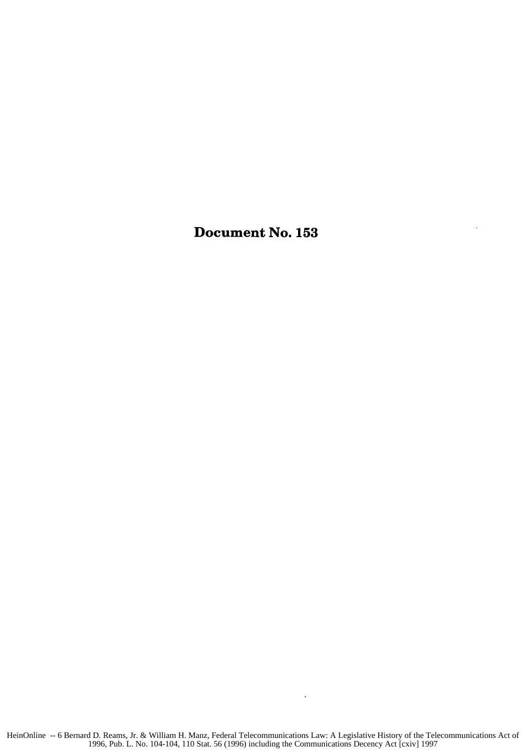# Document No. 153